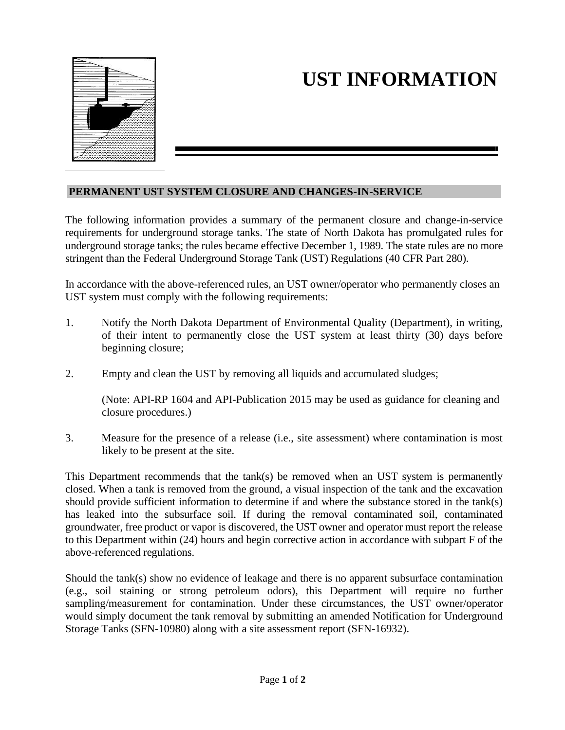# UST INFORMATION

## PERMANENT UST SYSTEM CLOSURE AND CHANGES-IN-SERVICE

The following information provides a summary of the permanent closure and change-in-service requirements for underground storage tanks. The state of North Dakota has promulgated rules for underground storage tanks; the rules became effective December 1, 1989. The state rules are no more stringent than the Federal Underground Storage Tank (UST) Regulations (40 CFR Part 280).

In accordance with the above-referenced rules, an UST owner/operator who permanently closes an UST system must comply with the following requirements:

1. Notify the North Dakota Department of Environmental Quality (Department), in writing, of their intent to permanently close the UST system at least thirty (30) days before beginning closure;

2. Empty and clean the UST by removing all liquids and accumulated sludges;

   (Note: API-RP 1604 and API-Publication 2015 may be used as guidance for cleaning and closure procedures.)

3. Measure for the presence of a release (i.e., site assessment) where contamination is most likely to be present at the site.

This Department recommends that the tank(s) be removed when an UST system is permanently closed. When a tank is removed from the ground, a visual inspection of the tank and the excavation should provide sufficient information to determine if and where the substance stored in the tank(s) has leaked into the subsurface soil. If during the removal contaminated soil, contaminated groundwater, free product or vapor is discovered, the UST owner and operator must report the release to this Department within (24) hours and begin corrective action in accordance with subpart F of the above-referenced regulations.

Should the tank(s) show no evidence of leakage and there is no apparent subsurface contamination (e.g., soil staining or strong petroleum odors), this Department will require no further sampling/measurement for contamination. Under these circumstances, the UST owner/operator would simply document the tank removal by submitting an amended Notification for Underground Storage Tanks (SFN-10980) along with a site assessment report (SFN-16932).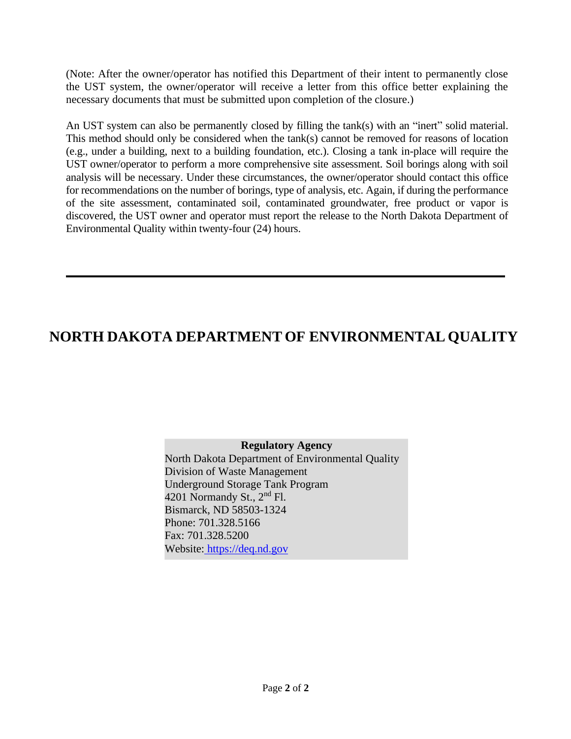(Note: After the owner/operator has notified this Department of their intent to permanently close the UST system, the owner/operator will receive a letter from this office better explaining the necessary documents that must be submitted upon completion of the closure.)

An UST system can also be permanently closed by filling the tank(s) with an "inert" solid material. This method should only be considered when the tank(s) cannot be removed for reasons of location (e.g., under a building, next to a building foundation, etc.). Closing a tank in-place will require the UST owner/operator to perform a more comprehensive site assessment. Soil borings along with soil analysis will be necessary. Under these circumstances, the owner/operator should contact this office for recommendations on the number of borings, type of analysis, etc. Again, if during the performance of the site assessment, contaminated soil, contaminated groundwater, free product or vapor is discovered, the UST owner and operator must report the release to the North Dakota Department of Environmental Quality within twenty-four (24) hours.

---

# NORTH DAKOTA DEPARTMENT OF ENVIRONMENTAL QUALITY

**Regulatory Agency**

North Dakota Department of Environmental Quality
Division of Waste Management
Underground Storage Tank Program
4201 Normandy St., 2nd Fl.
Bismarck, ND 58503-1324
Phone: 701.328.5166
Fax: 701.328.5200
Website: https://deq.nd.gov